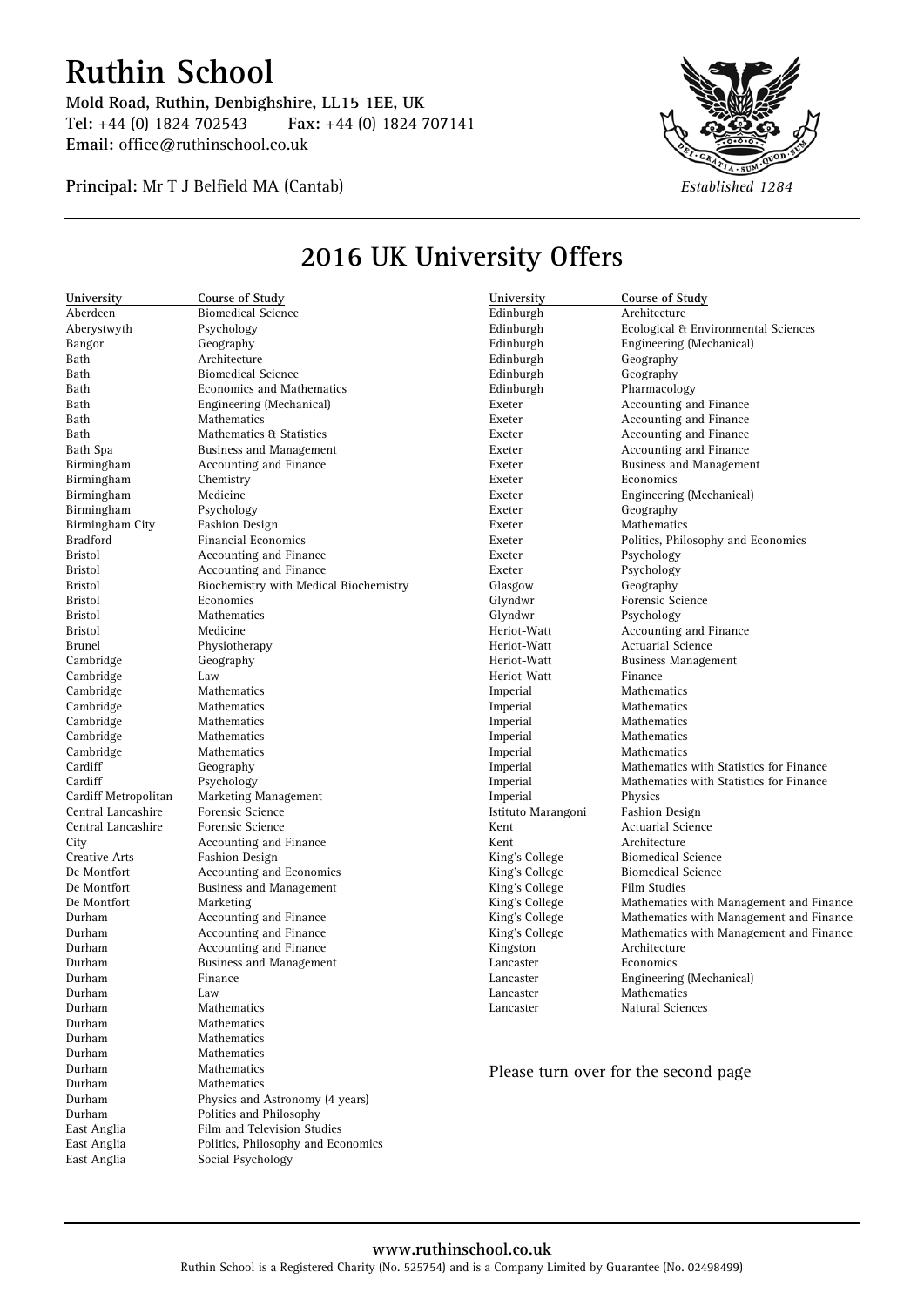# Ruthin School

**Mold Road, Ruthin, Denbighshire, LL15 1EE, UK**
**Tel:** +44 (0) 1824 702543 **Fax:** +44 (0) 1824 707141
**Email:** office@ruthinschool.co.uk

**Principal:** Mr T J Belfield MA (Cantab)

*Established 1284*

## 2016 UK University Offers

| University | Course of Study |
|---|---|
| Aberdeen | Biomedical Science |
| Aberystwyth | Psychology |
| Bangor | Geography |
| Bath | Architecture |
| Bath | Biomedical Science |
| Bath | Economics and Mathematics |
| Bath | Engineering (Mechanical) |
| Bath | Mathematics |
| Bath | Mathematics & Statistics |
| Bath Spa | Business and Management |
| Birmingham | Accounting and Finance |
| Birmingham | Chemistry |
| Birmingham | Medicine |
| Birmingham | Psychology |
| Birmingham City | Fashion Design |
| Bradford | Financial Economics |
| Bristol | Accounting and Finance |
| Bristol | Accounting and Finance |
| Bristol | Biochemistry with Medical Biochemistry |
| Bristol | Economics |
| Bristol | Mathematics |
| Bristol | Medicine |
| Brunel | Physiotherapy |
| Cambridge | Geography |
| Cambridge | Law |
| Cambridge | Mathematics |
| Cambridge | Mathematics |
| Cambridge | Mathematics |
| Cambridge | Mathematics |
| Cambridge | Mathematics |
| Cardiff | Geography |
| Cardiff | Psychology |
| Cardiff Metropolitan | Marketing Management |
| Central Lancashire | Forensic Science |
| Central Lancashire | Forensic Science |
| City | Accounting and Finance |
| Creative Arts | Fashion Design |
| De Montfort | Accounting and Economics |
| De Montfort | Business and Management |
| De Montfort | Marketing |
| Durham | Accounting and Finance |
| Durham | Accounting and Finance |
| Durham | Accounting and Finance |
| Durham | Business and Management |
| Durham | Finance |
| Durham | Law |
| Durham | Mathematics |
| Durham | Mathematics |
| Durham | Mathematics |
| Durham | Mathematics |
| Durham | Mathematics |
| Durham | Mathematics |
| Durham | Physics and Astronomy (4 years) |
| Durham | Politics and Philosophy |
| East Anglia | Film and Television Studies |
| East Anglia | Politics, Philosophy and Economics |
| East Anglia | Social Psychology |
| Edinburgh | Architecture |
| Edinburgh | Ecological & Environmental Sciences |
| Edinburgh | Engineering (Mechanical) |
| Edinburgh | Geography |
| Edinburgh | Geography |
| Edinburgh | Pharmacology |
| Exeter | Accounting and Finance |
| Exeter | Accounting and Finance |
| Exeter | Accounting and Finance |
| Exeter | Accounting and Finance |
| Exeter | Business and Management |
| Exeter | Economics |
| Exeter | Engineering (Mechanical) |
| Exeter | Geography |
| Exeter | Mathematics |
| Exeter | Politics, Philosophy and Economics |
| Exeter | Psychology |
| Exeter | Psychology |
| Glasgow | Geography |
| Glyndwr | Forensic Science |
| Glyndwr | Psychology |
| Heriot-Watt | Accounting and Finance |
| Heriot-Watt | Actuarial Science |
| Heriot-Watt | Business Management |
| Heriot-Watt | Finance |
| Imperial | Mathematics |
| Imperial | Mathematics |
| Imperial | Mathematics |
| Imperial | Mathematics |
| Imperial | Mathematics |
| Imperial | Mathematics with Statistics for Finance |
| Imperial | Mathematics with Statistics for Finance |
| Imperial | Physics |
| Istituto Marangoni | Fashion Design |
| Kent | Actuarial Science |
| Kent | Architecture |
| King's College | Biomedical Science |
| King's College | Biomedical Science |
| King's College | Film Studies |
| King's College | Mathematics with Management and Finance |
| King's College | Mathematics with Management and Finance |
| King's College | Mathematics with Management and Finance |
| Kingston | Architecture |
| Lancaster | Economics |
| Lancaster | Engineering (Mechanical) |
| Lancaster | Mathematics |
| Lancaster | Natural Sciences |

Please turn over for the second page

**www.ruthinschool.co.uk**
Ruthin School is a Registered Charity (No. 525754) and is a Company Limited by Guarantee (No. 02498499)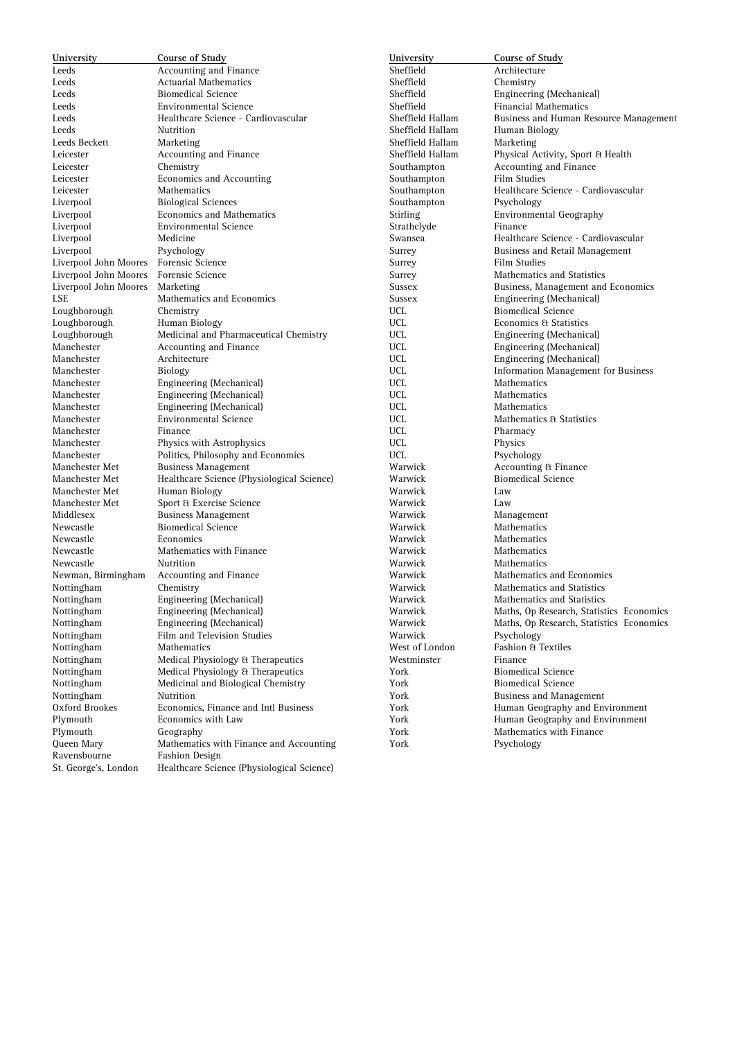| University | Course of Study |
|---|---|
| Leeds | Accounting and Finance |
| Leeds | Actuarial Mathematics |
| Leeds | Biomedical Science |
| Leeds | Environmental Science |
| Leeds | Healthcare Science - Cardiovascular |
| Leeds | Nutrition |
| Leeds Beckett | Marketing |
| Leicester | Accounting and Finance |
| Leicester | Chemistry |
| Leicester | Economics and Accounting |
| Leicester | Mathematics |
| Liverpool | Biological Sciences |
| Liverpool | Economics and Mathematics |
| Liverpool | Environmental Science |
| Liverpool | Medicine |
| Liverpool | Psychology |
| Liverpool John Moores | Forensic Science |
| Liverpool John Moores | Forensic Science |
| Liverpool John Moores | Marketing |
| LSE | Mathematics and Economics |
| Loughborough | Chemistry |
| Loughborough | Human Biology |
| Loughborough | Medicinal and Pharmaceutical Chemistry |
| Manchester | Accounting and Finance |
| Manchester | Architecture |
| Manchester | Biology |
| Manchester | Engineering (Mechanical) |
| Manchester | Engineering (Mechanical) |
| Manchester | Engineering (Mechanical) |
| Manchester | Environmental Science |
| Manchester | Finance |
| Manchester | Physics with Astrophysics |
| Manchester | Politics, Philosophy and Economics |
| Manchester Met | Business Management |
| Manchester Met | Healthcare Science (Physiological Science) |
| Manchester Met | Human Biology |
| Manchester Met | Sport & Exercise Science |
| Middlesex | Business Management |
| Newcastle | Biomedical Science |
| Newcastle | Economics |
| Newcastle | Mathematics with Finance |
| Newcastle | Nutrition |
| Newman, Birmingham | Accounting and Finance |
| Nottingham | Chemistry |
| Nottingham | Engineering (Mechanical) |
| Nottingham | Engineering (Mechanical) |
| Nottingham | Engineering (Mechanical) |
| Nottingham | Film and Television Studies |
| Nottingham | Mathematics |
| Nottingham | Medical Physiology & Therapeutics |
| Nottingham | Medical Physiology & Therapeutics |
| Nottingham | Medicinal and Biological Chemistry |
| Nottingham | Nutrition |
| Oxford Brookes | Economics, Finance and Intl Business |
| Plymouth | Economics with Law |
| Plymouth | Geography |
| Queen Mary | Mathematics with Finance and Accounting |
| Ravensbourne | Fashion Design |
| St. George's, London | Healthcare Science (Physiological Science) |

| University | Course of Study |
|---|---|
| Sheffield | Architecture |
| Sheffield | Chemistry |
| Sheffield | Engineering (Mechanical) |
| Sheffield | Financial Mathematics |
| Sheffield Hallam | Business and Human Resource Management |
| Sheffield Hallam | Human Biology |
| Sheffield Hallam | Marketing |
| Sheffield Hallam | Physical Activity, Sport & Health |
| Southampton | Accounting and Finance |
| Southampton | Film Studies |
| Southampton | Healthcare Science - Cardiovascular |
| Southampton | Psychology |
| Stirling | Environmental Geography |
| Strathclyde | Finance |
| Swansea | Healthcare Science - Cardiovascular |
| Surrey | Business and Retail Management |
| Surrey | Film Studies |
| Surrey | Mathematics and Statistics |
| Sussex | Business, Management and Economics |
| Sussex | Engineering (Mechanical) |
| UCL | Biomedical Science |
| UCL | Economics & Statistics |
| UCL | Engineering (Mechanical) |
| UCL | Engineering (Mechanical) |
| UCL | Engineering (Mechanical) |
| UCL | Information Management for Business |
| UCL | Mathematics |
| UCL | Mathematics |
| UCL | Mathematics & Statistics |
| UCL | Pharmacy |
| UCL | Physics |
| UCL | Psychology |
| Warwick | Accounting & Finance |
| Warwick | Biomedical Science |
| Warwick | Law |
| Warwick | Law |
| Warwick | Management |
| Warwick | Mathematics |
| Warwick | Mathematics |
| Warwick | Mathematics |
| Warwick | Mathematics |
| Warwick | Mathematics and Economics |
| Warwick | Mathematics and Statistics |
| Warwick | Mathematics and Statistics |
| Warwick | Maths, Op Research, Statistics Economics |
| Warwick | Maths, Op Research, Statistics Economics |
| Warwick | Psychology |
| West of London | Fashion & Textiles |
| Westminster | Finance |
| York | Biomedical Science |
| York | Biomedical Science |
| York | Business and Management |
| York | Human Geography and Environment |
| York | Human Geography and Environment |
| York | Mathematics with Finance |
| York | Psychology |